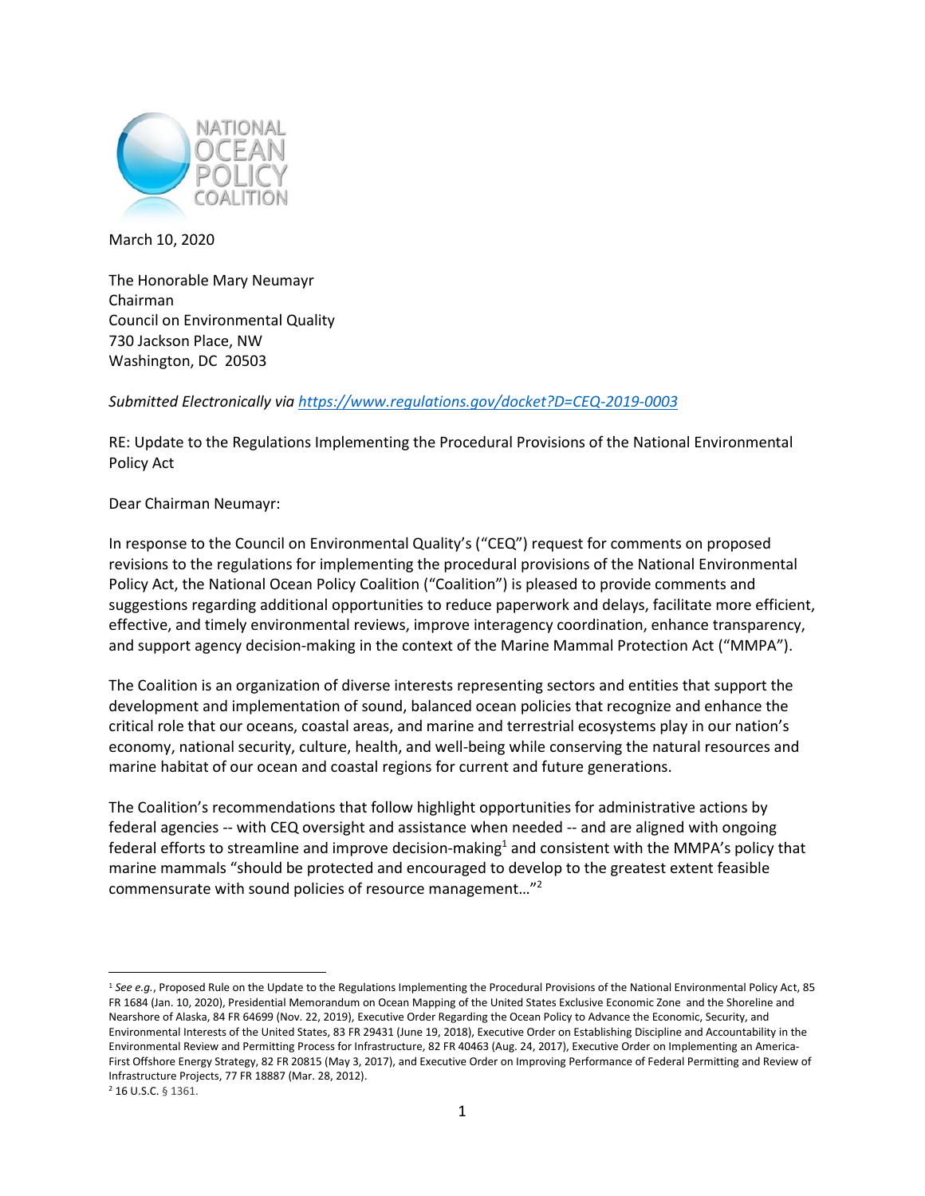NATIONAL OCEAN POLICY COALITION

March 10, 2020

The Honorable Mary Neumayr
Chairman
Council on Environmental Quality
730 Jackson Place, NW
Washington, DC 20503

*Submitted Electronically via https://www.regulations.gov/docket?D=CEQ-2019-0003*

RE: Update to the Regulations Implementing the Procedural Provisions of the National Environmental Policy Act

Dear Chairman Neumayr:

In response to the Council on Environmental Quality's ("CEQ") request for comments on proposed revisions to the regulations for implementing the procedural provisions of the National Environmental Policy Act, the National Ocean Policy Coalition ("Coalition") is pleased to provide comments and suggestions regarding additional opportunities to reduce paperwork and delays, facilitate more efficient, effective, and timely environmental reviews, improve interagency coordination, enhance transparency, and support agency decision-making in the context of the Marine Mammal Protection Act ("MMPA").

The Coalition is an organization of diverse interests representing sectors and entities that support the development and implementation of sound, balanced ocean policies that recognize and enhance the critical role that our oceans, coastal areas, and marine and terrestrial ecosystems play in our nation's economy, national security, culture, health, and well-being while conserving the natural resources and marine habitat of our ocean and coastal regions for current and future generations.

The Coalition's recommendations that follow highlight opportunities for administrative actions by federal agencies -- with CEQ oversight and assistance when needed -- and are aligned with ongoing federal efforts to streamline and improve decision-making[1] and consistent with the MMPA's policy that marine mammals "should be protected and encouraged to develop to the greatest extent feasible commensurate with sound policies of resource management…"[2]

---

[1] *See e.g.*, Proposed Rule on the Update to the Regulations Implementing the Procedural Provisions of the National Environmental Policy Act, 85 FR 1684 (Jan. 10, 2020), Presidential Memorandum on Ocean Mapping of the United States Exclusive Economic Zone and the Shoreline and Nearshore of Alaska, 84 FR 64699 (Nov. 22, 2019), Executive Order Regarding the Ocean Policy to Advance the Economic, Security, and Environmental Interests of the United States, 83 FR 29431 (June 19, 2018), Executive Order on Establishing Discipline and Accountability in the Environmental Review and Permitting Process for Infrastructure, 82 FR 40463 (Aug. 24, 2017), Executive Order on Implementing an America-First Offshore Energy Strategy, 82 FR 20815 (May 3, 2017), and Executive Order on Improving Performance of Federal Permitting and Review of Infrastructure Projects, 77 FR 18887 (Mar. 28, 2012).

[2] 16 U.S.C. § 1361.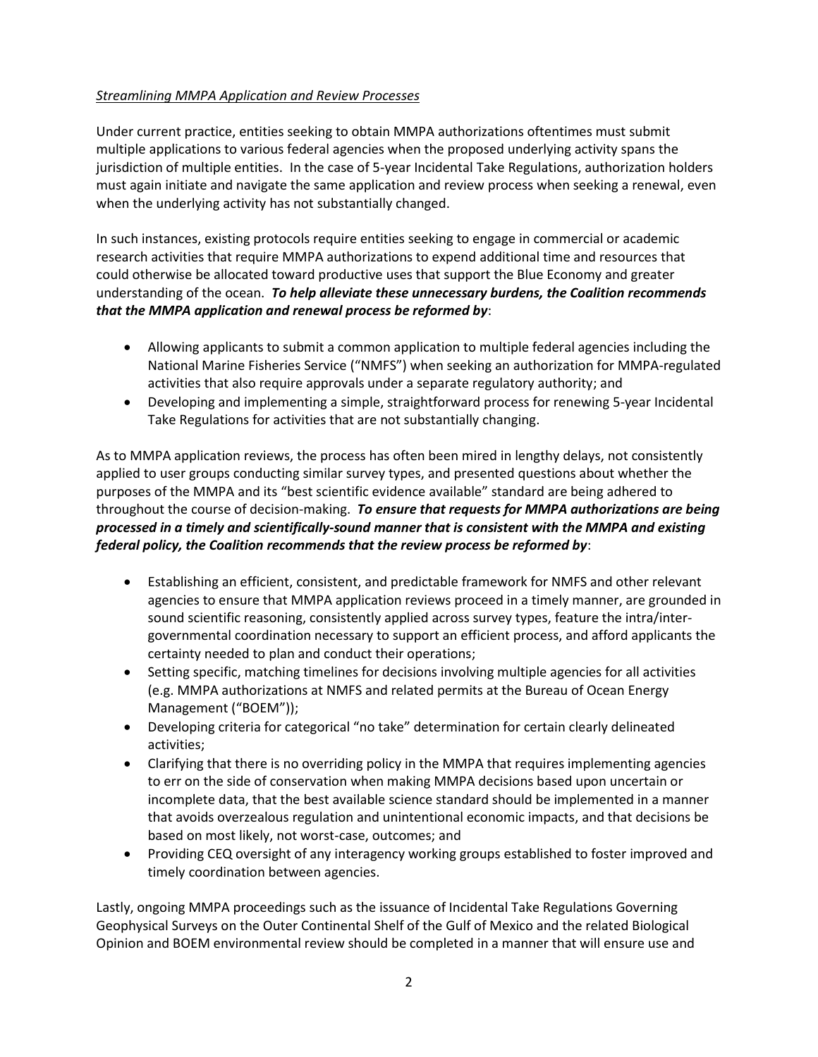*Streamlining MMPA Application and Review Processes*

Under current practice, entities seeking to obtain MMPA authorizations oftentimes must submit multiple applications to various federal agencies when the proposed underlying activity spans the jurisdiction of multiple entities. In the case of 5-year Incidental Take Regulations, authorization holders must again initiate and navigate the same application and review process when seeking a renewal, even when the underlying activity has not substantially changed.

In such instances, existing protocols require entities seeking to engage in commercial or academic research activities that require MMPA authorizations to expend additional time and resources that could otherwise be allocated toward productive uses that support the Blue Economy and greater understanding of the ocean. ***To help alleviate these unnecessary burdens, the Coalition recommends that the MMPA application and renewal process be reformed by***:

- Allowing applicants to submit a common application to multiple federal agencies including the National Marine Fisheries Service ("NMFS") when seeking an authorization for MMPA-regulated activities that also require approvals under a separate regulatory authority; and
- Developing and implementing a simple, straightforward process for renewing 5-year Incidental Take Regulations for activities that are not substantially changing.

As to MMPA application reviews, the process has often been mired in lengthy delays, not consistently applied to user groups conducting similar survey types, and presented questions about whether the purposes of the MMPA and its "best scientific evidence available" standard are being adhered to throughout the course of decision-making. ***To ensure that requests for MMPA authorizations are being processed in a timely and scientifically-sound manner that is consistent with the MMPA and existing federal policy, the Coalition recommends that the review process be reformed by***:

- Establishing an efficient, consistent, and predictable framework for NMFS and other relevant agencies to ensure that MMPA application reviews proceed in a timely manner, are grounded in sound scientific reasoning, consistently applied across survey types, feature the intra/inter-governmental coordination necessary to support an efficient process, and afford applicants the certainty needed to plan and conduct their operations;
- Setting specific, matching timelines for decisions involving multiple agencies for all activities (e.g. MMPA authorizations at NMFS and related permits at the Bureau of Ocean Energy Management ("BOEM"));
- Developing criteria for categorical "no take" determination for certain clearly delineated activities;
- Clarifying that there is no overriding policy in the MMPA that requires implementing agencies to err on the side of conservation when making MMPA decisions based upon uncertain or incomplete data, that the best available science standard should be implemented in a manner that avoids overzealous regulation and unintentional economic impacts, and that decisions be based on most likely, not worst-case, outcomes; and
- Providing CEQ oversight of any interagency working groups established to foster improved and timely coordination between agencies.

Lastly, ongoing MMPA proceedings such as the issuance of Incidental Take Regulations Governing Geophysical Surveys on the Outer Continental Shelf of the Gulf of Mexico and the related Biological Opinion and BOEM environmental review should be completed in a manner that will ensure use and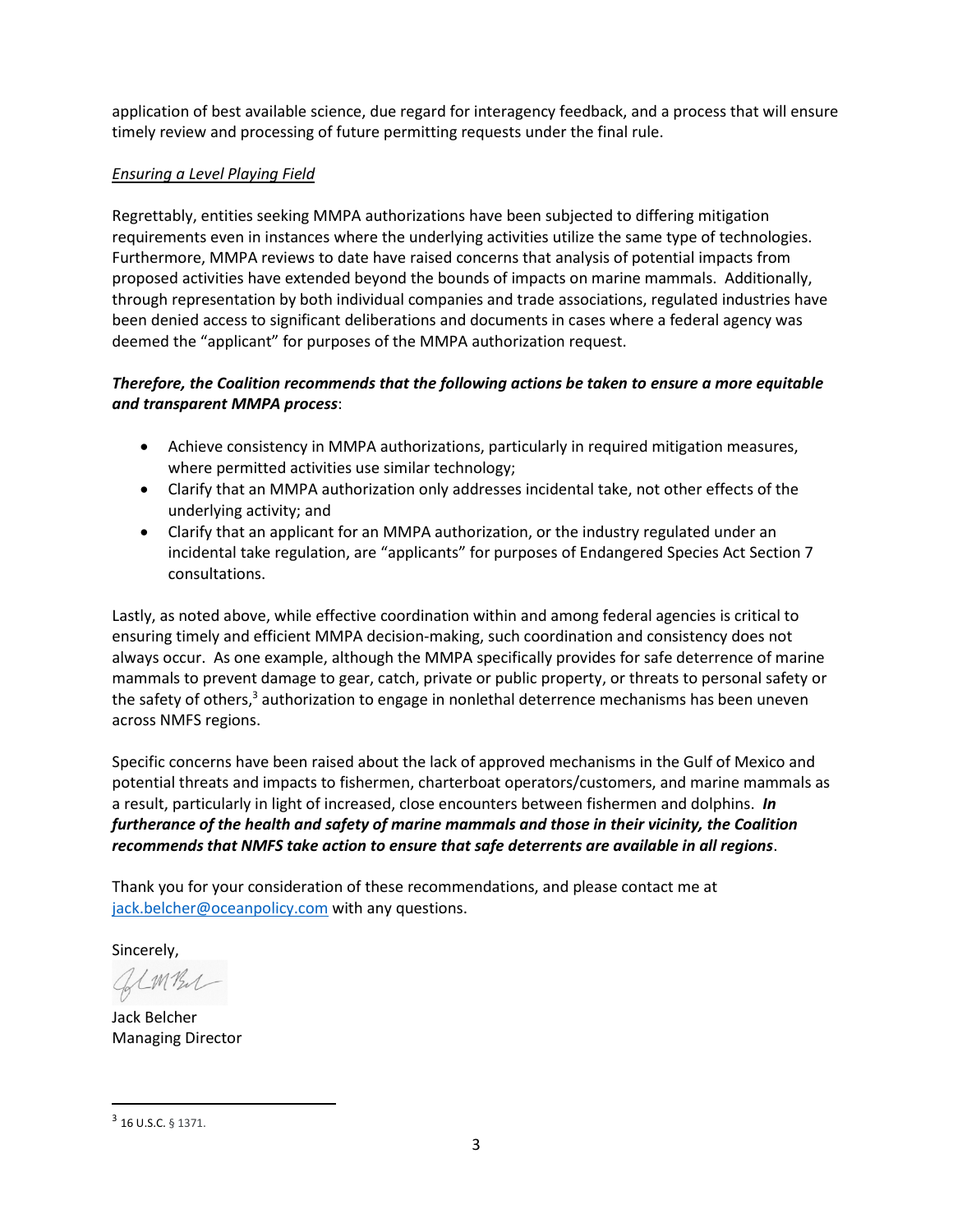application of best available science, due regard for interagency feedback, and a process that will ensure timely review and processing of future permitting requests under the final rule.

*Ensuring a Level Playing Field*

Regrettably, entities seeking MMPA authorizations have been subjected to differing mitigation requirements even in instances where the underlying activities utilize the same type of technologies. Furthermore, MMPA reviews to date have raised concerns that analysis of potential impacts from proposed activities have extended beyond the bounds of impacts on marine mammals. Additionally, through representation by both individual companies and trade associations, regulated industries have been denied access to significant deliberations and documents in cases where a federal agency was deemed the "applicant" for purposes of the MMPA authorization request.

***Therefore, the Coalition recommends that the following actions be taken to ensure a more equitable and transparent MMPA process***:

- Achieve consistency in MMPA authorizations, particularly in required mitigation measures, where permitted activities use similar technology;
- Clarify that an MMPA authorization only addresses incidental take, not other effects of the underlying activity; and
- Clarify that an applicant for an MMPA authorization, or the industry regulated under an incidental take regulation, are "applicants" for purposes of Endangered Species Act Section 7 consultations.

Lastly, as noted above, while effective coordination within and among federal agencies is critical to ensuring timely and efficient MMPA decision-making, such coordination and consistency does not always occur. As one example, although the MMPA specifically provides for safe deterrence of marine mammals to prevent damage to gear, catch, private or public property, or threats to personal safety or the safety of others,[3] authorization to engage in nonlethal deterrence mechanisms has been uneven across NMFS regions.

Specific concerns have been raised about the lack of approved mechanisms in the Gulf of Mexico and potential threats and impacts to fishermen, charterboat operators/customers, and marine mammals as a result, particularly in light of increased, close encounters between fishermen and dolphins. ***In furtherance of the health and safety of marine mammals and those in their vicinity, the Coalition recommends that NMFS take action to ensure that safe deterrents are available in all regions***.

Thank you for your consideration of these recommendations, and please contact me at jack.belcher@oceanpolicy.com with any questions.

Sincerely,

Jack Belcher
Managing Director

---

[3] 16 U.S.C. § 1371.